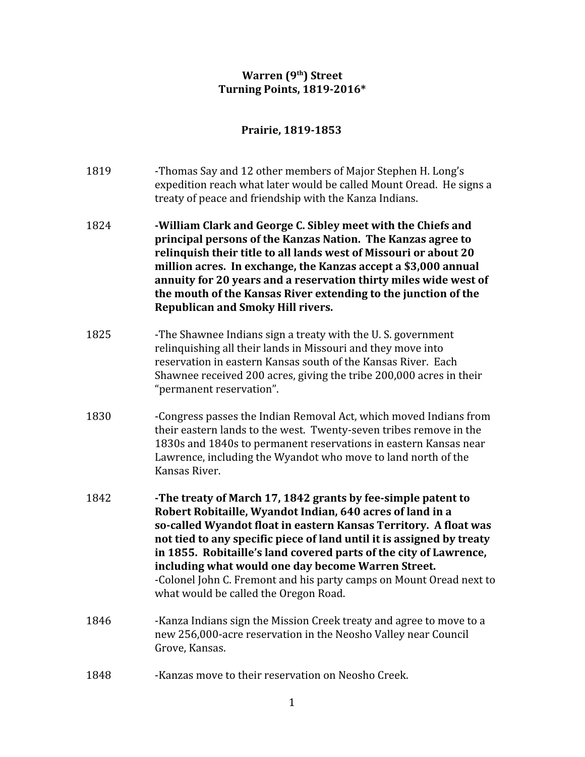# Warren (9th) Street
# Turning Points, 1819-2016*

## Prairie, 1819-1853

1819 -Thomas Say and 12 other members of Major Stephen H. Long's expedition reach what later would be called Mount Oread. He signs a treaty of peace and friendship with the Kanza Indians.

1824 **-William Clark and George C. Sibley meet with the Chiefs and principal persons of the Kanzas Nation. The Kanzas agree to relinquish their title to all lands west of Missouri or about 20 million acres. In exchange, the Kanzas accept a $3,000 annual annuity for 20 years and a reservation thirty miles wide west of the mouth of the Kansas River extending to the junction of the Republican and Smoky Hill rivers.**

1825 -The Shawnee Indians sign a treaty with the U. S. government relinquishing all their lands in Missouri and they move into reservation in eastern Kansas south of the Kansas River. Each Shawnee received 200 acres, giving the tribe 200,000 acres in their "permanent reservation".

1830 -Congress passes the Indian Removal Act, which moved Indians from their eastern lands to the west. Twenty-seven tribes remove in the 1830s and 1840s to permanent reservations in eastern Kansas near Lawrence, including the Wyandot who move to land north of the Kansas River.

1842 **-The treaty of March 17, 1842 grants by fee-simple patent to Robert Robitaille, Wyandot Indian, 640 acres of land in a so-called Wyandot float in eastern Kansas Territory. A float was not tied to any specific piece of land until it is assigned by treaty in 1855. Robitaille's land covered parts of the city of Lawrence, including what would one day become Warren Street.**
-Colonel John C. Fremont and his party camps on Mount Oread next to what would be called the Oregon Road.

1846 -Kanza Indians sign the Mission Creek treaty and agree to move to a new 256,000-acre reservation in the Neosho Valley near Council Grove, Kansas.

1848 -Kanzas move to their reservation on Neosho Creek.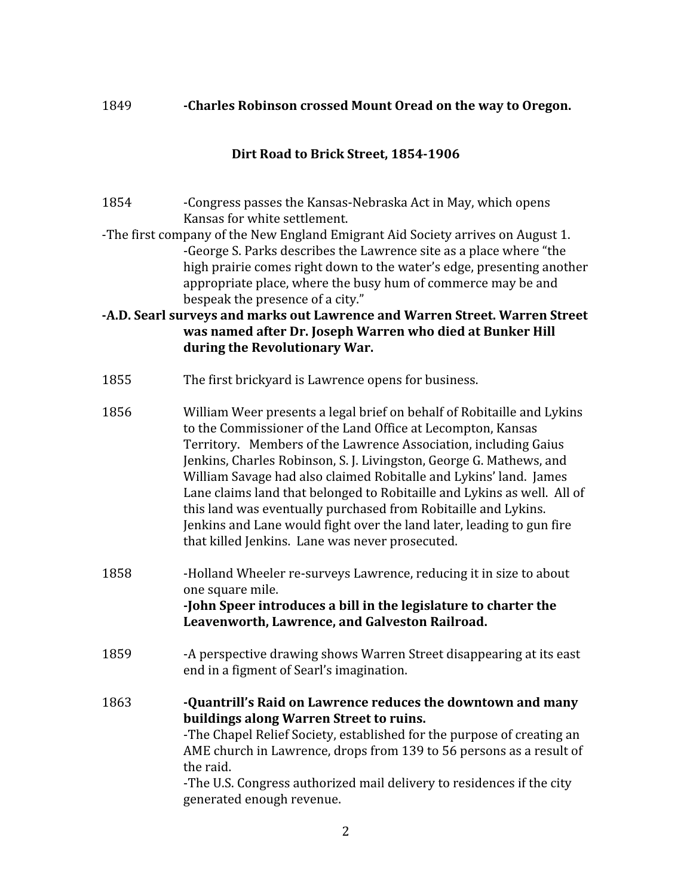1849 **-Charles Robinson crossed Mount Oread on the way to Oregon.**

## Dirt Road to Brick Street, 1854-1906

1854 -Congress passes the Kansas-Nebraska Act in May, which opens Kansas for white settlement.

-The first company of the New England Emigrant Aid Society arrives on August 1.

-George S. Parks describes the Lawrence site as a place where "the high prairie comes right down to the water's edge, presenting another appropriate place, where the busy hum of commerce may be and bespeak the presence of a city."

**-A.D. Searl surveys and marks out Lawrence and Warren Street. Warren Street was named after Dr. Joseph Warren who died at Bunker Hill during the Revolutionary War.**

1855 The first brickyard is Lawrence opens for business.

1856 William Weer presents a legal brief on behalf of Robitaille and Lykins to the Commissioner of the Land Office at Lecompton, Kansas Territory. Members of the Lawrence Association, including Gaius Jenkins, Charles Robinson, S. J. Livingston, George G. Mathews, and William Savage had also claimed Robitalle and Lykins' land. James Lane claims land that belonged to Robitaille and Lykins as well. All of this land was eventually purchased from Robitaille and Lykins. Jenkins and Lane would fight over the land later, leading to gun fire that killed Jenkins. Lane was never prosecuted.

1858 -Holland Wheeler re-surveys Lawrence, reducing it in size to about one square mile.

**-John Speer introduces a bill in the legislature to charter the Leavenworth, Lawrence, and Galveston Railroad.**

1859 -A perspective drawing shows Warren Street disappearing at its east end in a figment of Searl's imagination.

1863 **-Quantrill's Raid on Lawrence reduces the downtown and many buildings along Warren Street to ruins.**

-The Chapel Relief Society, established for the purpose of creating an AME church in Lawrence, drops from 139 to 56 persons as a result of the raid.

-The U.S. Congress authorized mail delivery to residences if the city generated enough revenue.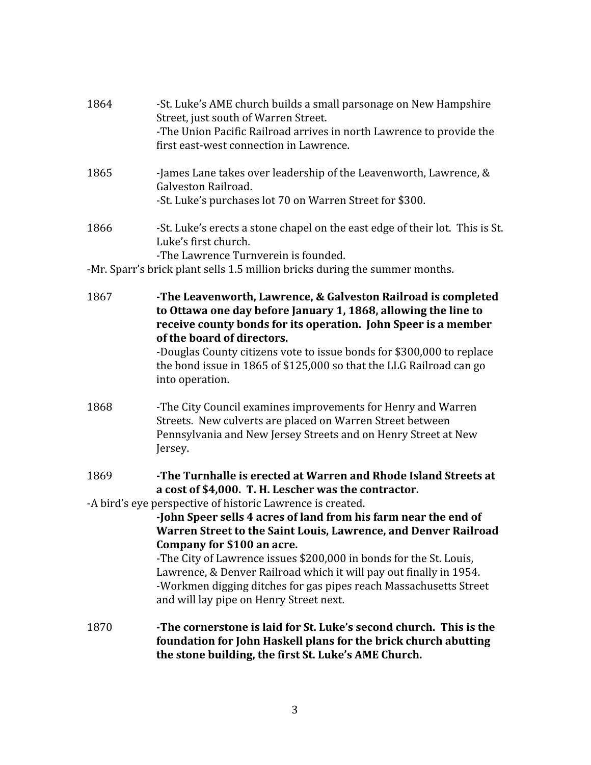1864 -St. Luke's AME church builds a small parsonage on New Hampshire Street, just south of Warren Street.
-The Union Pacific Railroad arrives in north Lawrence to provide the first east-west connection in Lawrence.

1865 -James Lane takes over leadership of the Leavenworth, Lawrence, & Galveston Railroad.
-St. Luke's purchases lot 70 on Warren Street for $300.

1866 -St. Luke's erects a stone chapel on the east edge of their lot. This is St. Luke's first church.
-The Lawrence Turnverein is founded.
-Mr. Sparr's brick plant sells 1.5 million bricks during the summer months.

1867 **-The Leavenworth, Lawrence, & Galveston Railroad is completed to Ottawa one day before January 1, 1868, allowing the line to receive county bonds for its operation. John Speer is a member of the board of directors.**
-Douglas County citizens vote to issue bonds for $300,000 to replace the bond issue in 1865 of $125,000 so that the LLG Railroad can go into operation.

1868 -The City Council examines improvements for Henry and Warren Streets. New culverts are placed on Warren Street between Pennsylvania and New Jersey Streets and on Henry Street at New Jersey.

1869 **-The Turnhalle is erected at Warren and Rhode Island Streets at a cost of $4,000. T. H. Lescher was the contractor.**
-A bird's eye perspective of historic Lawrence is created.
**-John Speer sells 4 acres of land from his farm near the end of Warren Street to the Saint Louis, Lawrence, and Denver Railroad Company for $100 an acre.**
-The City of Lawrence issues $200,000 in bonds for the St. Louis, Lawrence, & Denver Railroad which it will pay out finally in 1954.
-Workmen digging ditches for gas pipes reach Massachusetts Street and will lay pipe on Henry Street next.

1870 **-The cornerstone is laid for St. Luke's second church. This is the foundation for John Haskell plans for the brick church abutting the stone building, the first St. Luke's AME Church.**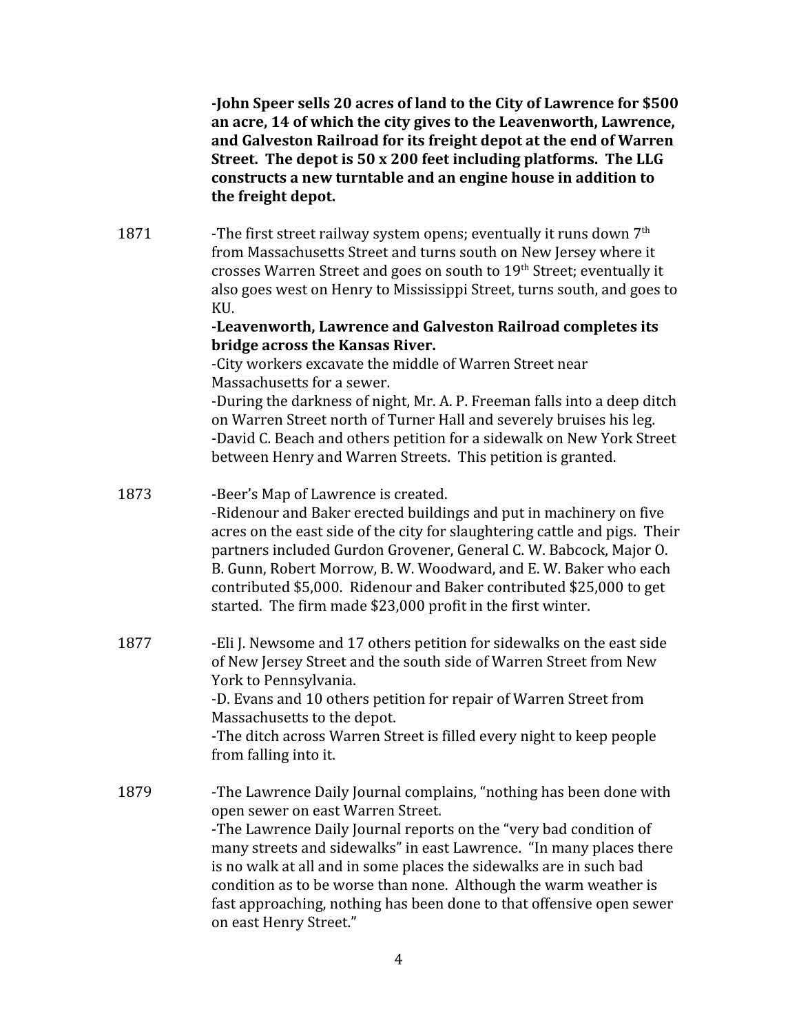**-John Speer sells 20 acres of land to the City of Lawrence for $500 an acre, 14 of which the city gives to the Leavenworth, Lawrence, and Galveston Railroad for its freight depot at the end of Warren Street. The depot is 50 x 200 feet including platforms. The LLG constructs a new turntable and an engine house in addition to the freight depot.**

1871 -The first street railway system opens; eventually it runs down 7th from Massachusetts Street and turns south on New Jersey where it crosses Warren Street and goes on south to 19th Street; eventually it also goes west on Henry to Mississippi Street, turns south, and goes to KU.

**-Leavenworth, Lawrence and Galveston Railroad completes its bridge across the Kansas River.**

-City workers excavate the middle of Warren Street near Massachusetts for a sewer.

-During the darkness of night, Mr. A. P. Freeman falls into a deep ditch on Warren Street north of Turner Hall and severely bruises his leg.

-David C. Beach and others petition for a sidewalk on New York Street between Henry and Warren Streets. This petition is granted.

1873 -Beer's Map of Lawrence is created.

-Ridenour and Baker erected buildings and put in machinery on five acres on the east side of the city for slaughtering cattle and pigs. Their partners included Gurdon Grovener, General C. W. Babcock, Major O. B. Gunn, Robert Morrow, B. W. Woodward, and E. W. Baker who each contributed $5,000. Ridenour and Baker contributed $25,000 to get started. The firm made $23,000 profit in the first winter.

1877 -Eli J. Newsome and 17 others petition for sidewalks on the east side of New Jersey Street and the south side of Warren Street from New York to Pennsylvania.

-D. Evans and 10 others petition for repair of Warren Street from Massachusetts to the depot.

-The ditch across Warren Street is filled every night to keep people from falling into it.

1879 -The Lawrence Daily Journal complains, "nothing has been done with open sewer on east Warren Street.

-The Lawrence Daily Journal reports on the "very bad condition of many streets and sidewalks" in east Lawrence. "In many places there is no walk at all and in some places the sidewalks are in such bad condition as to be worse than none. Although the warm weather is fast approaching, nothing has been done to that offensive open sewer on east Henry Street."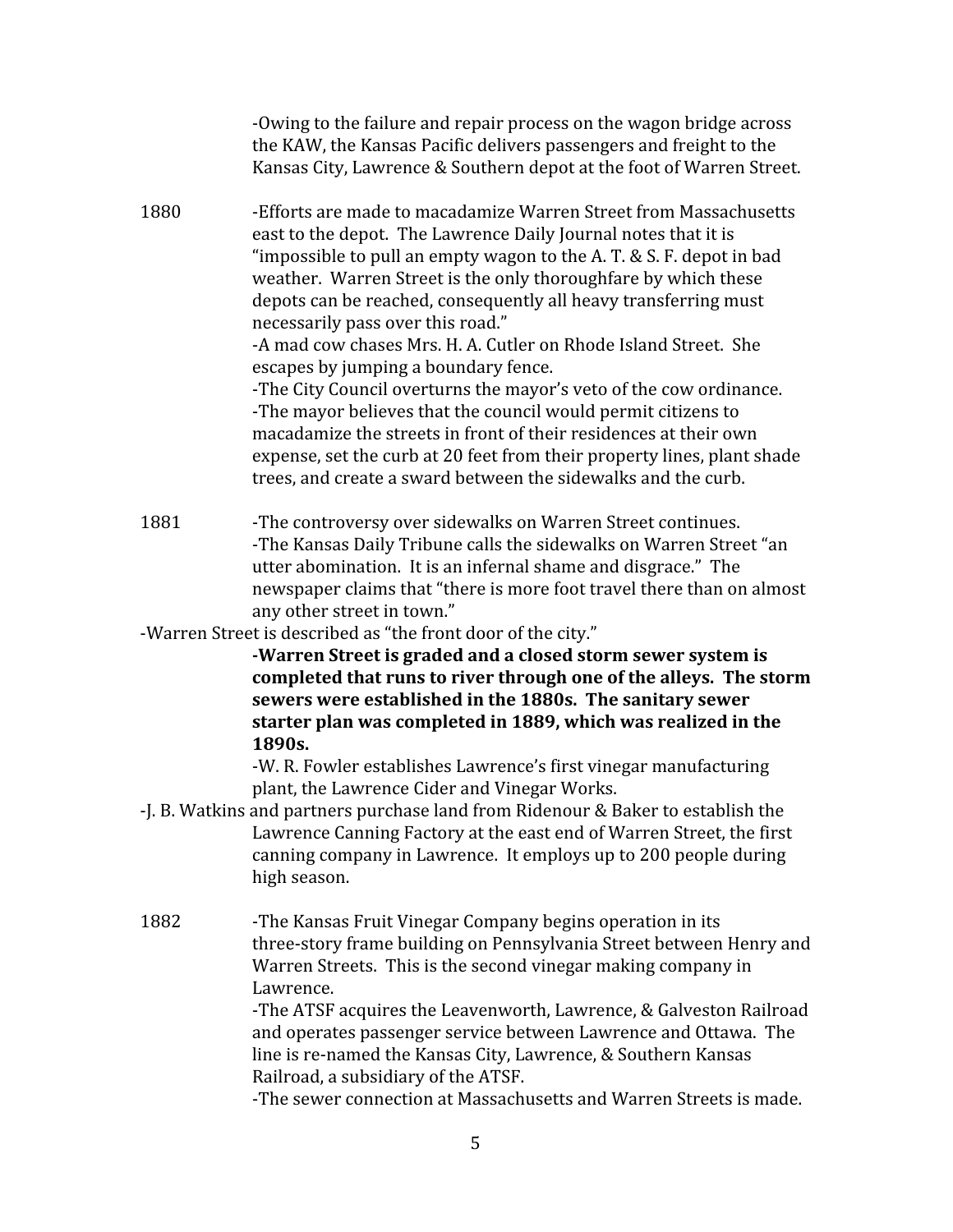-Owing to the failure and repair process on the wagon bridge across the KAW, the Kansas Pacific delivers passengers and freight to the Kansas City, Lawrence & Southern depot at the foot of Warren Street.

1880 -Efforts are made to macadamize Warren Street from Massachusetts east to the depot. The Lawrence Daily Journal notes that it is "impossible to pull an empty wagon to the A. T. & S. F. depot in bad weather. Warren Street is the only thoroughfare by which these depots can be reached, consequently all heavy transferring must necessarily pass over this road."
-A mad cow chases Mrs. H. A. Cutler on Rhode Island Street. She escapes by jumping a boundary fence.
-The City Council overturns the mayor's veto of the cow ordinance.
-The mayor believes that the council would permit citizens to macadamize the streets in front of their residences at their own expense, set the curb at 20 feet from their property lines, plant shade trees, and create a sward between the sidewalks and the curb.

1881 -The controversy over sidewalks on Warren Street continues.
-The Kansas Daily Tribune calls the sidewalks on Warren Street "an utter abomination. It is an infernal shame and disgrace." The newspaper claims that "there is more foot travel there than on almost any other street in town."
-Warren Street is described as "the front door of the city."
**-Warren Street is graded and a closed storm sewer system is completed that runs to river through one of the alleys. The storm sewers were established in the 1880s. The sanitary sewer starter plan was completed in 1889, which was realized in the 1890s.**
-W. R. Fowler establishes Lawrence's first vinegar manufacturing plant, the Lawrence Cider and Vinegar Works.
-J. B. Watkins and partners purchase land from Ridenour & Baker to establish the Lawrence Canning Factory at the east end of Warren Street, the first canning company in Lawrence. It employs up to 200 people during high season.

1882 -The Kansas Fruit Vinegar Company begins operation in its three-story frame building on Pennsylvania Street between Henry and Warren Streets. This is the second vinegar making company in Lawrence.
-The ATSF acquires the Leavenworth, Lawrence, & Galveston Railroad and operates passenger service between Lawrence and Ottawa. The line is re-named the Kansas City, Lawrence, & Southern Kansas Railroad, a subsidiary of the ATSF.
-The sewer connection at Massachusetts and Warren Streets is made.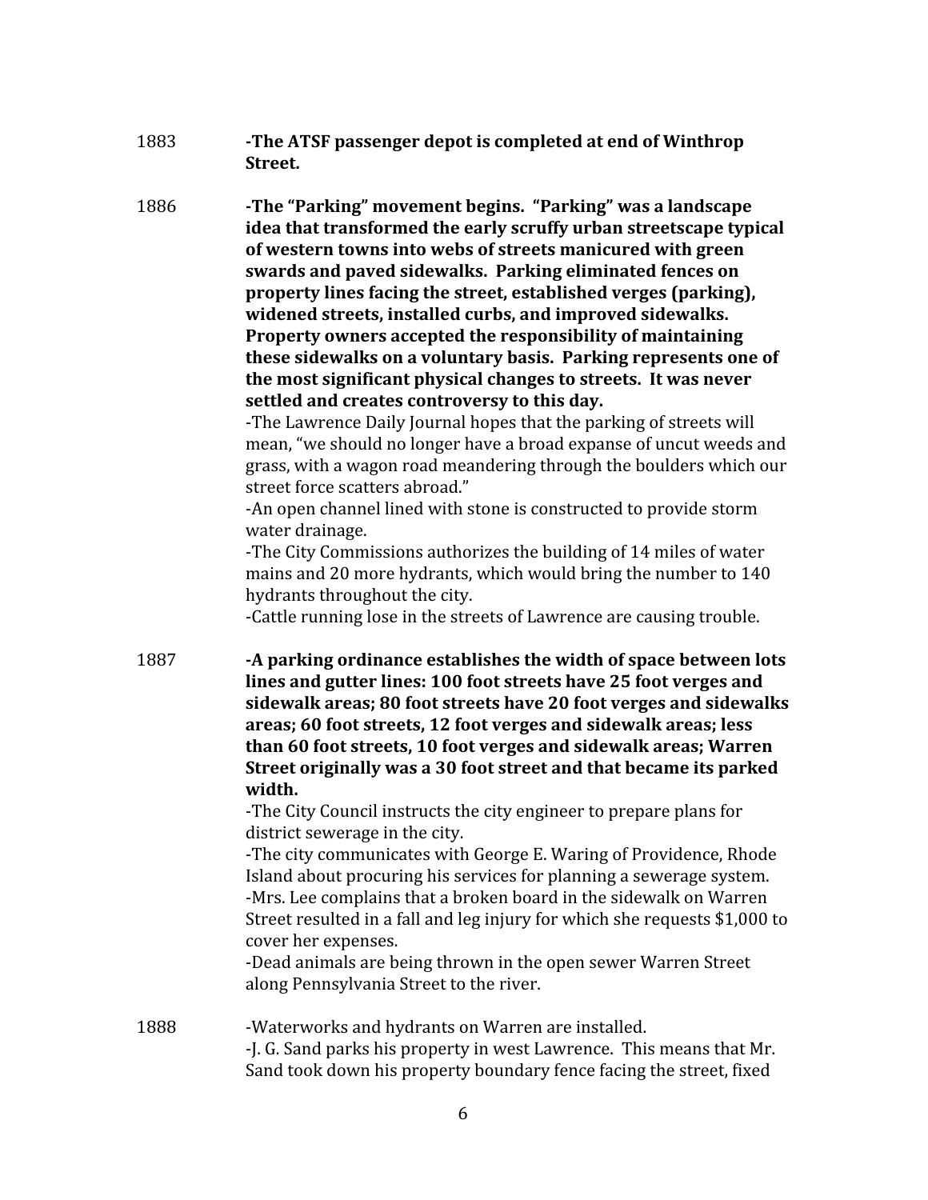1883 **-The ATSF passenger depot is completed at end of Winthrop Street.**

1886 **-The "Parking" movement begins. "Parking" was a landscape idea that transformed the early scruffy urban streetscape typical of western towns into webs of streets manicured with green swards and paved sidewalks. Parking eliminated fences on property lines facing the street, established verges (parking), widened streets, installed curbs, and improved sidewalks. Property owners accepted the responsibility of maintaining these sidewalks on a voluntary basis. Parking represents one of the most significant physical changes to streets. It was never settled and creates controversy to this day.**

-The Lawrence Daily Journal hopes that the parking of streets will mean, "we should no longer have a broad expanse of uncut weeds and grass, with a wagon road meandering through the boulders which our street force scatters abroad."

-An open channel lined with stone is constructed to provide storm water drainage.

-The City Commissions authorizes the building of 14 miles of water mains and 20 more hydrants, which would bring the number to 140 hydrants throughout the city.

-Cattle running lose in the streets of Lawrence are causing trouble.

1887 **-A parking ordinance establishes the width of space between lots lines and gutter lines: 100 foot streets have 25 foot verges and sidewalk areas; 80 foot streets have 20 foot verges and sidewalks areas; 60 foot streets, 12 foot verges and sidewalk areas; less than 60 foot streets, 10 foot verges and sidewalk areas; Warren Street originally was a 30 foot street and that became its parked width.**

-The City Council instructs the city engineer to prepare plans for district sewerage in the city.

-The city communicates with George E. Waring of Providence, Rhode Island about procuring his services for planning a sewerage system.

-Mrs. Lee complains that a broken board in the sidewalk on Warren Street resulted in a fall and leg injury for which she requests $1,000 to cover her expenses.

-Dead animals are being thrown in the open sewer Warren Street along Pennsylvania Street to the river.

1888 -Waterworks and hydrants on Warren are installed.

-J. G. Sand parks his property in west Lawrence. This means that Mr. Sand took down his property boundary fence facing the street, fixed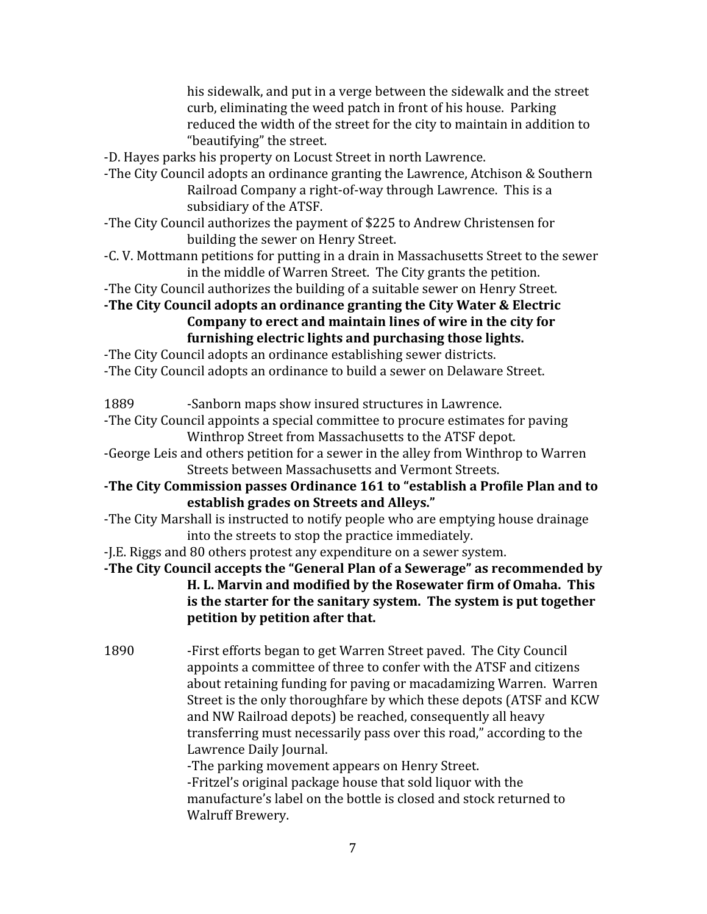his sidewalk, and put in a verge between the sidewalk and the street curb, eliminating the weed patch in front of his house. Parking reduced the width of the street for the city to maintain in addition to "beautifying" the street.

-D. Hayes parks his property on Locust Street in north Lawrence.

-The City Council adopts an ordinance granting the Lawrence, Atchison & Southern Railroad Company a right-of-way through Lawrence. This is a subsidiary of the ATSF.

-The City Council authorizes the payment of $225 to Andrew Christensen for building the sewer on Henry Street.

-C. V. Mottmann petitions for putting in a drain in Massachusetts Street to the sewer in the middle of Warren Street. The City grants the petition.

-The City Council authorizes the building of a suitable sewer on Henry Street.

**-The City Council adopts an ordinance granting the City Water & Electric Company to erect and maintain lines of wire in the city for furnishing electric lights and purchasing those lights.**

-The City Council adopts an ordinance establishing sewer districts.

-The City Council adopts an ordinance to build a sewer on Delaware Street.

1889 -Sanborn maps show insured structures in Lawrence.

-The City Council appoints a special committee to procure estimates for paving Winthrop Street from Massachusetts to the ATSF depot.

-George Leis and others petition for a sewer in the alley from Winthrop to Warren Streets between Massachusetts and Vermont Streets.

**-The City Commission passes Ordinance 161 to "establish a Profile Plan and to establish grades on Streets and Alleys."**

-The City Marshall is instructed to notify people who are emptying house drainage into the streets to stop the practice immediately.

-J.E. Riggs and 80 others protest any expenditure on a sewer system.

**-The City Council accepts the "General Plan of a Sewerage" as recommended by H. L. Marvin and modified by the Rosewater firm of Omaha. This is the starter for the sanitary system. The system is put together petition by petition after that.**

1890 -First efforts began to get Warren Street paved. The City Council appoints a committee of three to confer with the ATSF and citizens about retaining funding for paving or macadamizing Warren. Warren Street is the only thoroughfare by which these depots (ATSF and KCW and NW Railroad depots) be reached, consequently all heavy transferring must necessarily pass over this road," according to the Lawrence Daily Journal.

-The parking movement appears on Henry Street.

-Fritzel's original package house that sold liquor with the manufacture's label on the bottle is closed and stock returned to Walruff Brewery.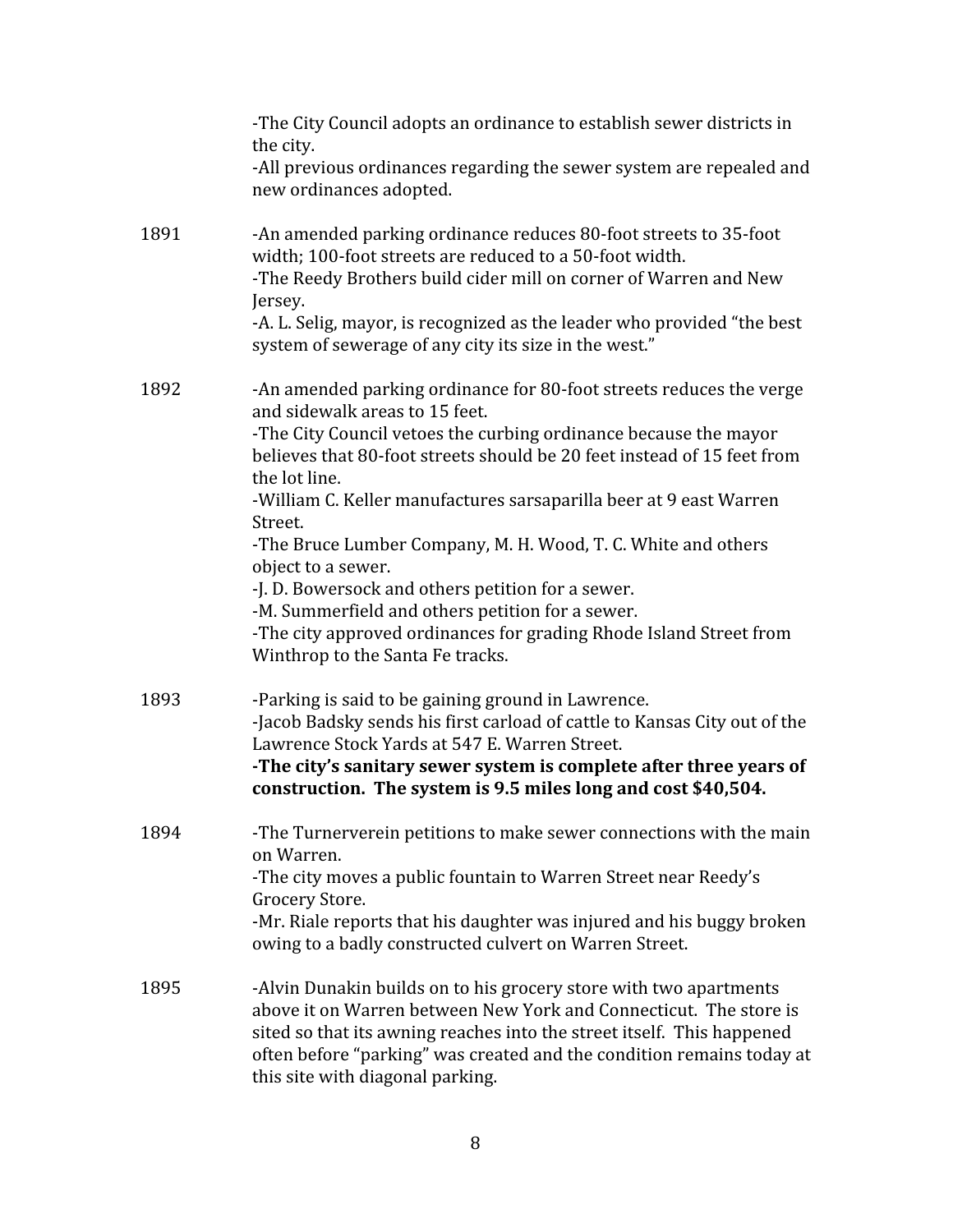-The City Council adopts an ordinance to establish sewer districts in the city.
-All previous ordinances regarding the sewer system are repealed and new ordinances adopted.

1891 -An amended parking ordinance reduces 80-foot streets to 35-foot width; 100-foot streets are reduced to a 50-foot width.
-The Reedy Brothers build cider mill on corner of Warren and New Jersey.
-A. L. Selig, mayor, is recognized as the leader who provided "the best system of sewerage of any city its size in the west."

1892 -An amended parking ordinance for 80-foot streets reduces the verge and sidewalk areas to 15 feet.
-The City Council vetoes the curbing ordinance because the mayor believes that 80-foot streets should be 20 feet instead of 15 feet from the lot line.
-William C. Keller manufactures sarsaparilla beer at 9 east Warren Street.
-The Bruce Lumber Company, M. H. Wood, T. C. White and others object to a sewer.
-J. D. Bowersock and others petition for a sewer.
-M. Summerfield and others petition for a sewer.
-The city approved ordinances for grading Rhode Island Street from Winthrop to the Santa Fe tracks.

1893 -Parking is said to be gaining ground in Lawrence.
-Jacob Badsky sends his first carload of cattle to Kansas City out of the Lawrence Stock Yards at 547 E. Warren Street.
**-The city's sanitary sewer system is complete after three years of construction. The system is 9.5 miles long and cost $40,504.**

1894 -The Turnerverein petitions to make sewer connections with the main on Warren.
-The city moves a public fountain to Warren Street near Reedy's Grocery Store.
-Mr. Riale reports that his daughter was injured and his buggy broken owing to a badly constructed culvert on Warren Street.

1895 -Alvin Dunakin builds on to his grocery store with two apartments above it on Warren between New York and Connecticut. The store is sited so that its awning reaches into the street itself. This happened often before "parking" was created and the condition remains today at this site with diagonal parking.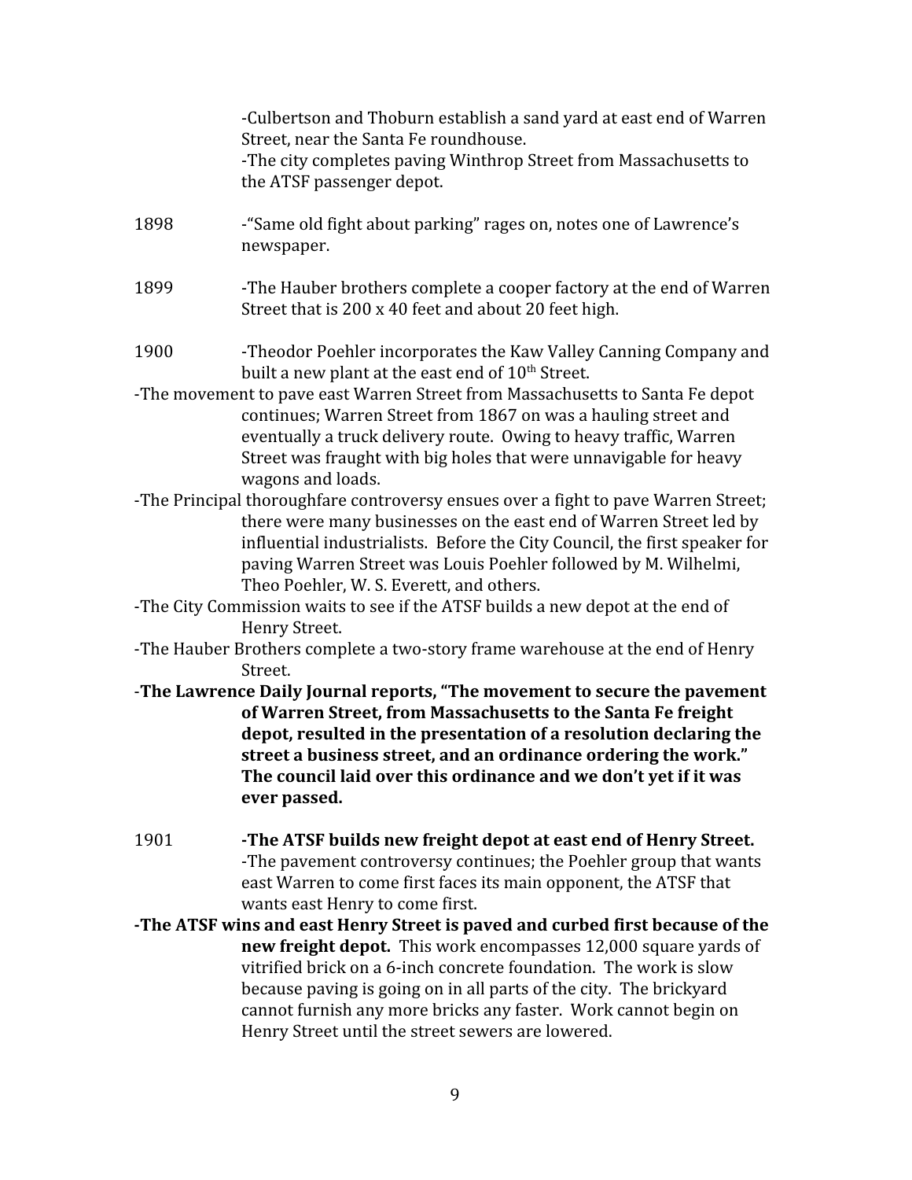-Culbertson and Thoburn establish a sand yard at east end of Warren Street, near the Santa Fe roundhouse.

-The city completes paving Winthrop Street from Massachusetts to the ATSF passenger depot.

1898 -"Same old fight about parking" rages on, notes one of Lawrence's newspaper.

1899 -The Hauber brothers complete a cooper factory at the end of Warren Street that is 200 x 40 feet and about 20 feet high.

1900 -Theodor Poehler incorporates the Kaw Valley Canning Company and built a new plant at the east end of 10th Street.

-The movement to pave east Warren Street from Massachusetts to Santa Fe depot continues; Warren Street from 1867 on was a hauling street and eventually a truck delivery route. Owing to heavy traffic, Warren Street was fraught with big holes that were unnavigable for heavy wagons and loads.

-The Principal thoroughfare controversy ensues over a fight to pave Warren Street; there were many businesses on the east end of Warren Street led by influential industrialists. Before the City Council, the first speaker for paving Warren Street was Louis Poehler followed by M. Wilhelmi, Theo Poehler, W. S. Everett, and others.

-The City Commission waits to see if the ATSF builds a new depot at the end of Henry Street.

-The Hauber Brothers complete a two-story frame warehouse at the end of Henry Street.

**-The Lawrence Daily Journal reports, "The movement to secure the pavement of Warren Street, from Massachusetts to the Santa Fe freight depot, resulted in the presentation of a resolution declaring the street a business street, and an ordinance ordering the work." The council laid over this ordinance and we don't yet if it was ever passed.**

1901 **-The ATSF builds new freight depot at east end of Henry Street.**

-The pavement controversy continues; the Poehler group that wants east Warren to come first faces its main opponent, the ATSF that wants east Henry to come first.

**-The ATSF wins and east Henry Street is paved and curbed first because of the new freight depot.** This work encompasses 12,000 square yards of vitrified brick on a 6-inch concrete foundation. The work is slow because paving is going on in all parts of the city. The brickyard cannot furnish any more bricks any faster. Work cannot begin on Henry Street until the street sewers are lowered.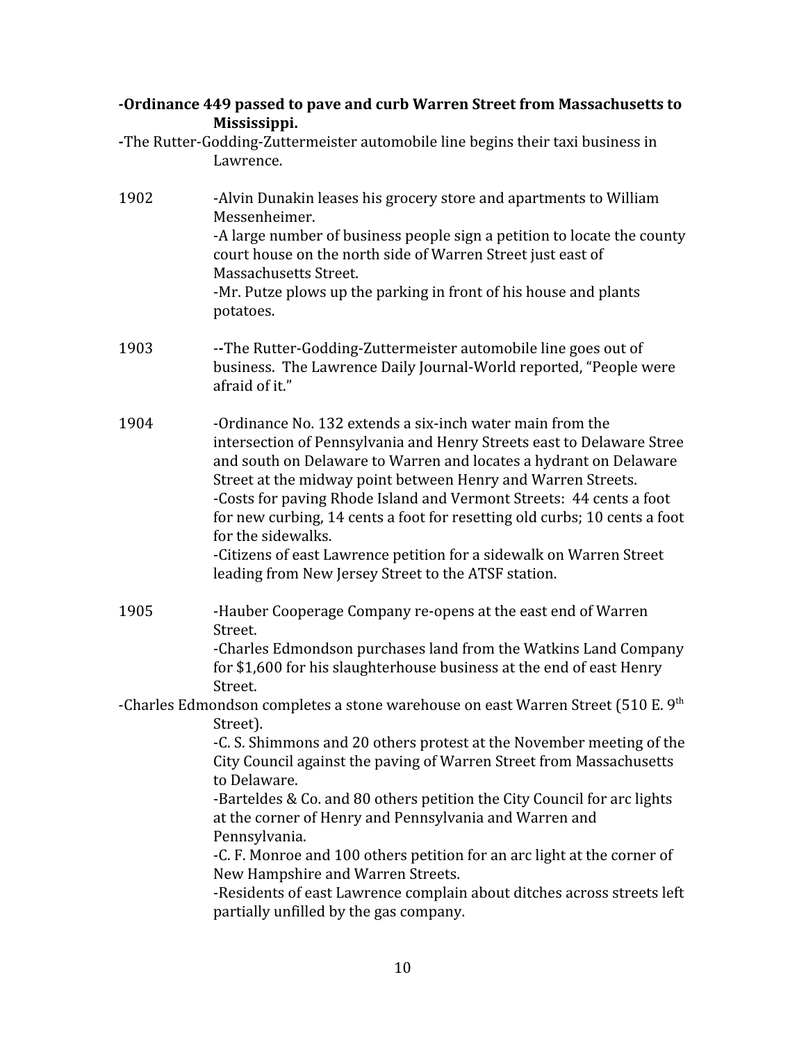**-Ordinance 449 passed to pave and curb Warren Street from Massachusetts to Mississippi.**

-The Rutter-Godding-Zuttermeister automobile line begins their taxi business in Lawrence.

1902 -Alvin Dunakin leases his grocery store and apartments to William Messenheimer.
-A large number of business people sign a petition to locate the county court house on the north side of Warren Street just east of Massachusetts Street.
-Mr. Putze plows up the parking in front of his house and plants potatoes.

1903 --The Rutter-Godding-Zuttermeister automobile line goes out of business. The Lawrence Daily Journal-World reported, "People were afraid of it."

1904 -Ordinance No. 132 extends a six-inch water main from the intersection of Pennsylvania and Henry Streets east to Delaware Stree and south on Delaware to Warren and locates a hydrant on Delaware Street at the midway point between Henry and Warren Streets.
-Costs for paving Rhode Island and Vermont Streets: 44 cents a foot for new curbing, 14 cents a foot for resetting old curbs; 10 cents a foot for the sidewalks.
-Citizens of east Lawrence petition for a sidewalk on Warren Street leading from New Jersey Street to the ATSF station.

1905 -Hauber Cooperage Company re-opens at the east end of Warren Street.
-Charles Edmondson purchases land from the Watkins Land Company for $1,600 for his slaughterhouse business at the end of east Henry Street.
-Charles Edmondson completes a stone warehouse on east Warren Street (510 E. 9th Street).
-C. S. Shimmons and 20 others protest at the November meeting of the City Council against the paving of Warren Street from Massachusetts to Delaware.
-Barteldes & Co. and 80 others petition the City Council for arc lights at the corner of Henry and Pennsylvania and Warren and Pennsylvania.
-C. F. Monroe and 100 others petition for an arc light at the corner of New Hampshire and Warren Streets.
-Residents of east Lawrence complain about ditches across streets left partially unfilled by the gas company.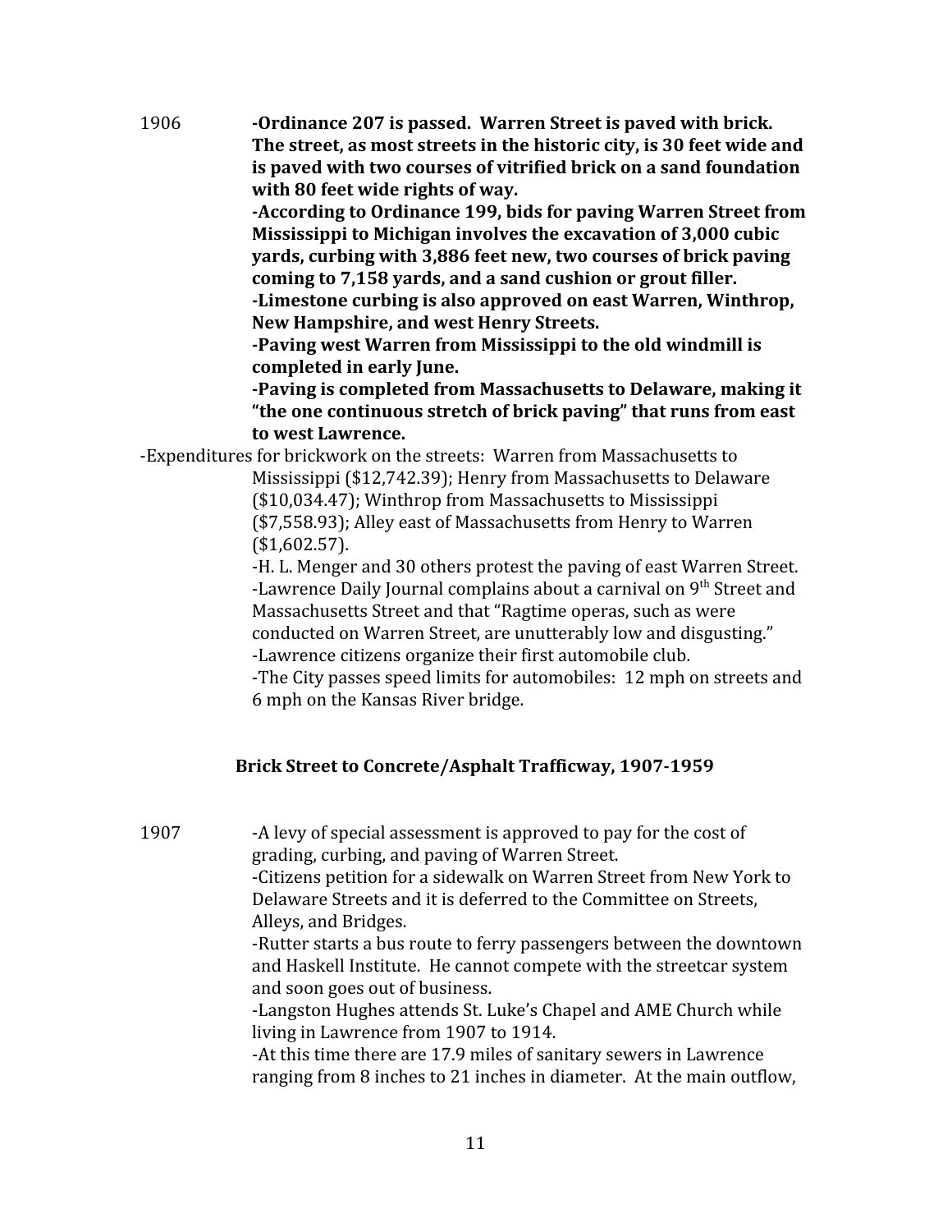1906 **-Ordinance 207 is passed. Warren Street is paved with brick. The street, as most streets in the historic city, is 30 feet wide and is paved with two courses of vitrified brick on a sand foundation with 80 feet wide rights of way.**

**-According to Ordinance 199, bids for paving Warren Street from Mississippi to Michigan involves the excavation of 3,000 cubic yards, curbing with 3,886 feet new, two courses of brick paving coming to 7,158 yards, and a sand cushion or grout filler.**

**-Limestone curbing is also approved on east Warren, Winthrop, New Hampshire, and west Henry Streets.**

**-Paving west Warren from Mississippi to the old windmill is completed in early June.**

**-Paving is completed from Massachusetts to Delaware, making it "the one continuous stretch of brick paving" that runs from east to west Lawrence.**

-Expenditures for brickwork on the streets: Warren from Massachusetts to Mississippi ($12,742.39); Henry from Massachusetts to Delaware ($10,034.47); Winthrop from Massachusetts to Mississippi ($7,558.93); Alley east of Massachusetts from Henry to Warren ($1,602.57).

-H. L. Menger and 30 others protest the paving of east Warren Street.

-Lawrence Daily Journal complains about a carnival on 9th Street and Massachusetts Street and that "Ragtime operas, such as were conducted on Warren Street, are unutterably low and disgusting."

-Lawrence citizens organize their first automobile club.

-The City passes speed limits for automobiles: 12 mph on streets and 6 mph on the Kansas River bridge.

## Brick Street to Concrete/Asphalt Trafficway, 1907-1959

1907 -A levy of special assessment is approved to pay for the cost of grading, curbing, and paving of Warren Street.

-Citizens petition for a sidewalk on Warren Street from New York to Delaware Streets and it is deferred to the Committee on Streets, Alleys, and Bridges.

-Rutter starts a bus route to ferry passengers between the downtown and Haskell Institute. He cannot compete with the streetcar system and soon goes out of business.

-Langston Hughes attends St. Luke's Chapel and AME Church while living in Lawrence from 1907 to 1914.

-At this time there are 17.9 miles of sanitary sewers in Lawrence ranging from 8 inches to 21 inches in diameter. At the main outflow,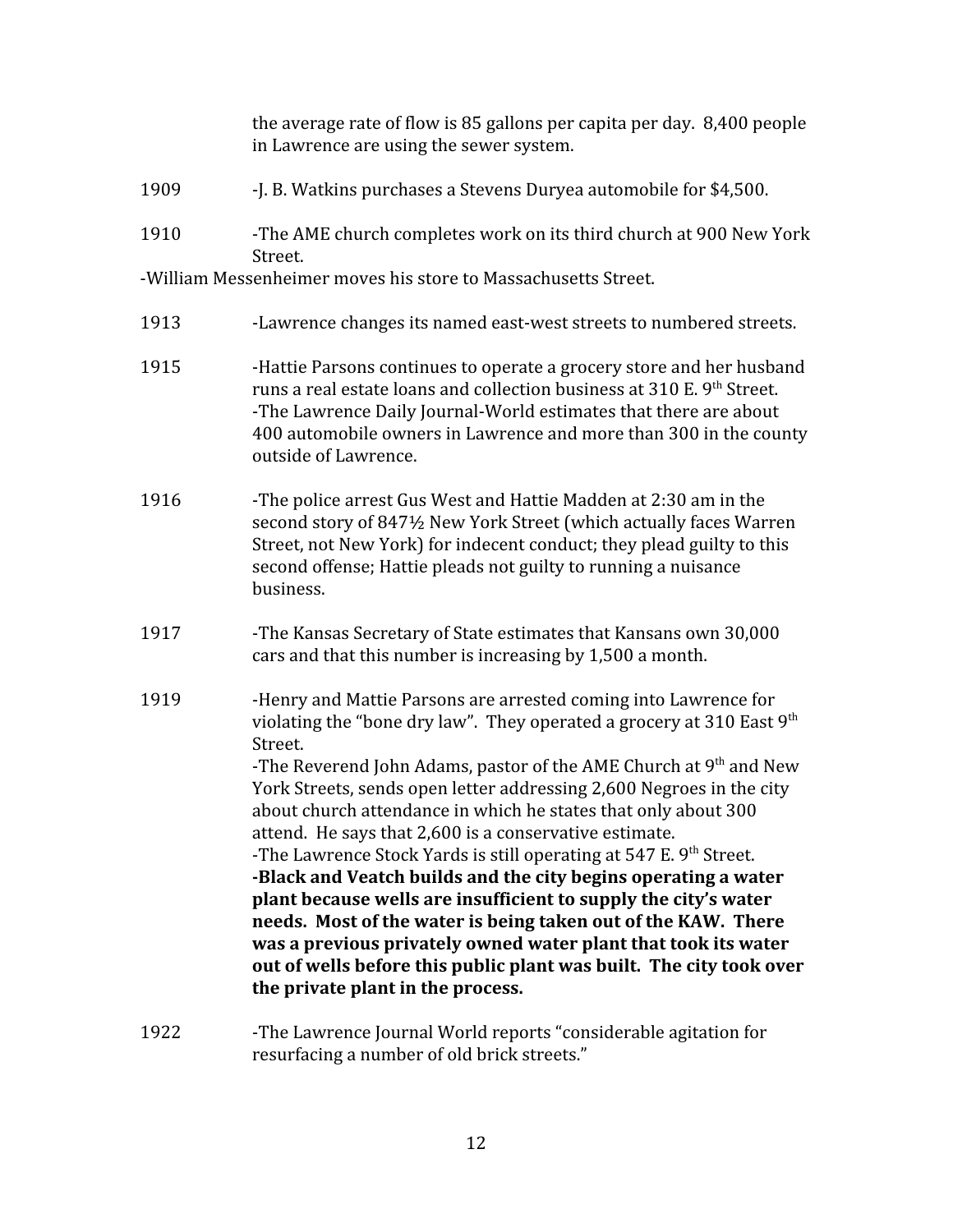the average rate of flow is 85 gallons per capita per day. 8,400 people in Lawrence are using the sewer system.

1909 -J. B. Watkins purchases a Stevens Duryea automobile for $4,500.

1910 -The AME church completes work on its third church at 900 New York Street.

-William Messenheimer moves his store to Massachusetts Street.

1913 -Lawrence changes its named east-west streets to numbered streets.

1915 -Hattie Parsons continues to operate a grocery store and her husband runs a real estate loans and collection business at 310 E. 9th Street.
-The Lawrence Daily Journal-World estimates that there are about 400 automobile owners in Lawrence and more than 300 in the county outside of Lawrence.

1916 -The police arrest Gus West and Hattie Madden at 2:30 am in the second story of 847½ New York Street (which actually faces Warren Street, not New York) for indecent conduct; they plead guilty to this second offense; Hattie pleads not guilty to running a nuisance business.

1917 -The Kansas Secretary of State estimates that Kansans own 30,000 cars and that this number is increasing by 1,500 a month.

1919 -Henry and Mattie Parsons are arrested coming into Lawrence for violating the "bone dry law". They operated a grocery at 310 East 9th Street.
-The Reverend John Adams, pastor of the AME Church at 9th and New York Streets, sends open letter addressing 2,600 Negroes in the city about church attendance in which he states that only about 300 attend. He says that 2,600 is a conservative estimate.
-The Lawrence Stock Yards is still operating at 547 E. 9th Street.
**-Black and Veatch builds and the city begins operating a water plant because wells are insufficient to supply the city's water needs. Most of the water is being taken out of the KAW. There was a previous privately owned water plant that took its water out of wells before this public plant was built. The city took over the private plant in the process.**

1922 -The Lawrence Journal World reports "considerable agitation for resurfacing a number of old brick streets."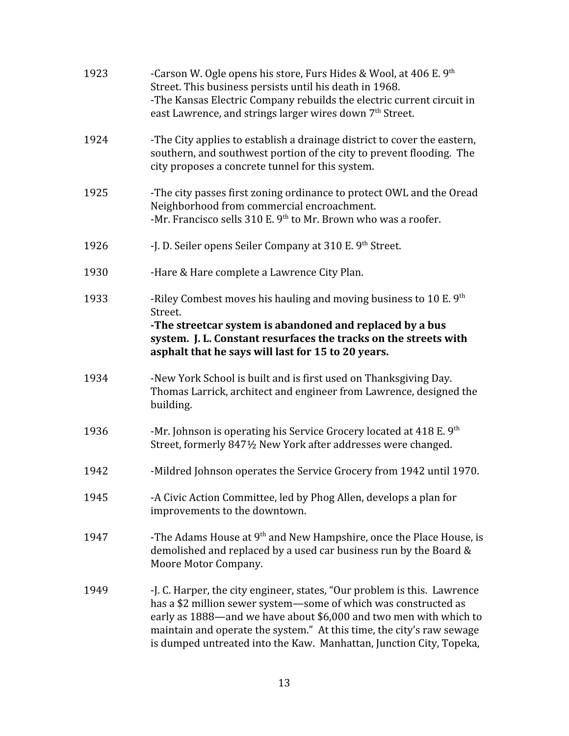1923 -Carson W. Ogle opens his store, Furs Hides & Wool, at 406 E. 9th Street. This business persists until his death in 1968.
-The Kansas Electric Company rebuilds the electric current circuit in east Lawrence, and strings larger wires down 7th Street.

1924 -The City applies to establish a drainage district to cover the eastern, southern, and southwest portion of the city to prevent flooding. The city proposes a concrete tunnel for this system.

1925 -The city passes first zoning ordinance to protect OWL and the Oread Neighborhood from commercial encroachment.
-Mr. Francisco sells 310 E. 9th to Mr. Brown who was a roofer.

1926 -J. D. Seiler opens Seiler Company at 310 E. 9th Street.

1930 -Hare & Hare complete a Lawrence City Plan.

1933 -Riley Combest moves his hauling and moving business to 10 E. 9th Street.
**-The streetcar system is abandoned and replaced by a bus system. J. L. Constant resurfaces the tracks on the streets with asphalt that he says will last for 15 to 20 years.**

1934 -New York School is built and is first used on Thanksgiving Day. Thomas Larrick, architect and engineer from Lawrence, designed the building.

1936 -Mr. Johnson is operating his Service Grocery located at 418 E. 9th Street, formerly 847½ New York after addresses were changed.

1942 -Mildred Johnson operates the Service Grocery from 1942 until 1970.

1945 -A Civic Action Committee, led by Phog Allen, develops a plan for improvements to the downtown.

1947 -The Adams House at 9th and New Hampshire, once the Place House, is demolished and replaced by a used car business run by the Board & Moore Motor Company.

1949 -J. C. Harper, the city engineer, states, "Our problem is this. Lawrence has a $2 million sewer system—some of which was constructed as early as 1888—and we have about $6,000 and two men with which to maintain and operate the system." At this time, the city's raw sewage is dumped untreated into the Kaw. Manhattan, Junction City, Topeka,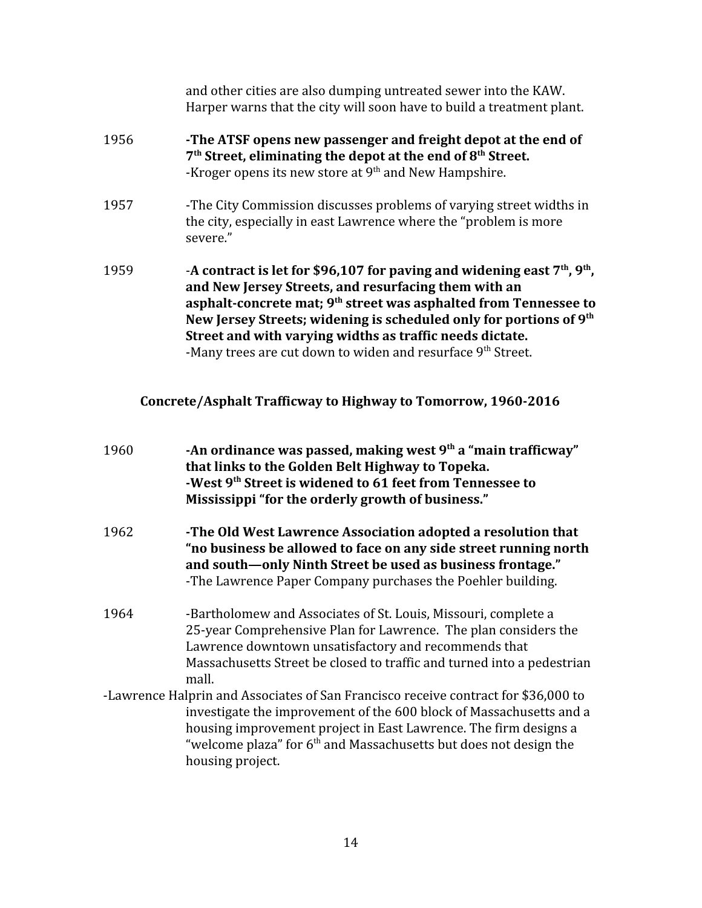and other cities are also dumping untreated sewer into the KAW. Harper warns that the city will soon have to build a treatment plant.

1956 **-The ATSF opens new passenger and freight depot at the end of 7th Street, eliminating the depot at the end of 8th Street.**
-Kroger opens its new store at 9th and New Hampshire.

1957 -The City Commission discusses problems of varying street widths in the city, especially in east Lawrence where the "problem is more severe."

1959 **-A contract is let for $96,107 for paving and widening east 7th, 9th, and New Jersey Streets, and resurfacing them with an asphalt-concrete mat; 9th street was asphalted from Tennessee to New Jersey Streets; widening is scheduled only for portions of 9th Street and with varying widths as traffic needs dictate.**
-Many trees are cut down to widen and resurface 9th Street.

## Concrete/Asphalt Trafficway to Highway to Tomorrow, 1960-2016

1960 **-An ordinance was passed, making west 9th a "main trafficway" that links to the Golden Belt Highway to Topeka.**
**-West 9th Street is widened to 61 feet from Tennessee to Mississippi "for the orderly growth of business."**

1962 **-The Old West Lawrence Association adopted a resolution that "no business be allowed to face on any side street running north and south—only Ninth Street be used as business frontage."**
-The Lawrence Paper Company purchases the Poehler building.

1964 -Bartholomew and Associates of St. Louis, Missouri, complete a 25-year Comprehensive Plan for Lawrence. The plan considers the Lawrence downtown unsatisfactory and recommends that Massachusetts Street be closed to traffic and turned into a pedestrian mall.
-Lawrence Halprin and Associates of San Francisco receive contract for $36,000 to investigate the improvement of the 600 block of Massachusetts and a housing improvement project in East Lawrence. The firm designs a "welcome plaza" for 6th and Massachusetts but does not design the housing project.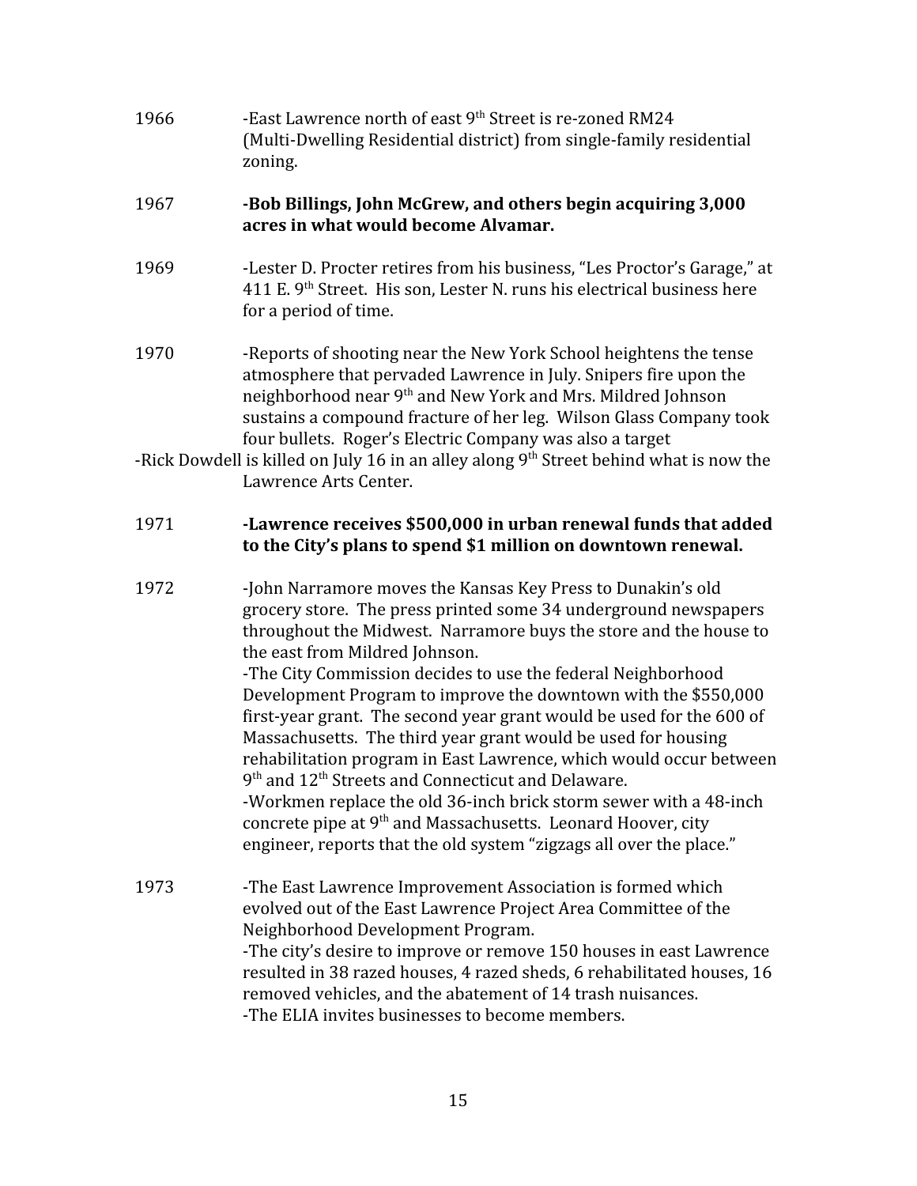1966 -East Lawrence north of east 9th Street is re-zoned RM24 (Multi-Dwelling Residential district) from single-family residential zoning.

1967 **-Bob Billings, John McGrew, and others begin acquiring 3,000 acres in what would become Alvamar.**

1969 -Lester D. Procter retires from his business, "Les Proctor's Garage," at 411 E. 9th Street. His son, Lester N. runs his electrical business here for a period of time.

1970 -Reports of shooting near the New York School heightens the tense atmosphere that pervaded Lawrence in July. Snipers fire upon the neighborhood near 9th and New York and Mrs. Mildred Johnson sustains a compound fracture of her leg. Wilson Glass Company took four bullets. Roger's Electric Company was also a target
-Rick Dowdell is killed on July 16 in an alley along 9th Street behind what is now the Lawrence Arts Center.

1971 **-Lawrence receives $500,000 in urban renewal funds that added to the City's plans to spend $1 million on downtown renewal.**

1972 -John Narramore moves the Kansas Key Press to Dunakin's old grocery store. The press printed some 34 underground newspapers throughout the Midwest. Narramore buys the store and the house to the east from Mildred Johnson.
-The City Commission decides to use the federal Neighborhood Development Program to improve the downtown with the $550,000 first-year grant. The second year grant would be used for the 600 of Massachusetts. The third year grant would be used for housing rehabilitation program in East Lawrence, which would occur between 9th and 12th Streets and Connecticut and Delaware.
-Workmen replace the old 36-inch brick storm sewer with a 48-inch concrete pipe at 9th and Massachusetts. Leonard Hoover, city engineer, reports that the old system "zigzags all over the place."

1973 -The East Lawrence Improvement Association is formed which evolved out of the East Lawrence Project Area Committee of the Neighborhood Development Program.
-The city's desire to improve or remove 150 houses in east Lawrence resulted in 38 razed houses, 4 razed sheds, 6 rehabilitated houses, 16 removed vehicles, and the abatement of 14 trash nuisances.
-The ELIA invites businesses to become members.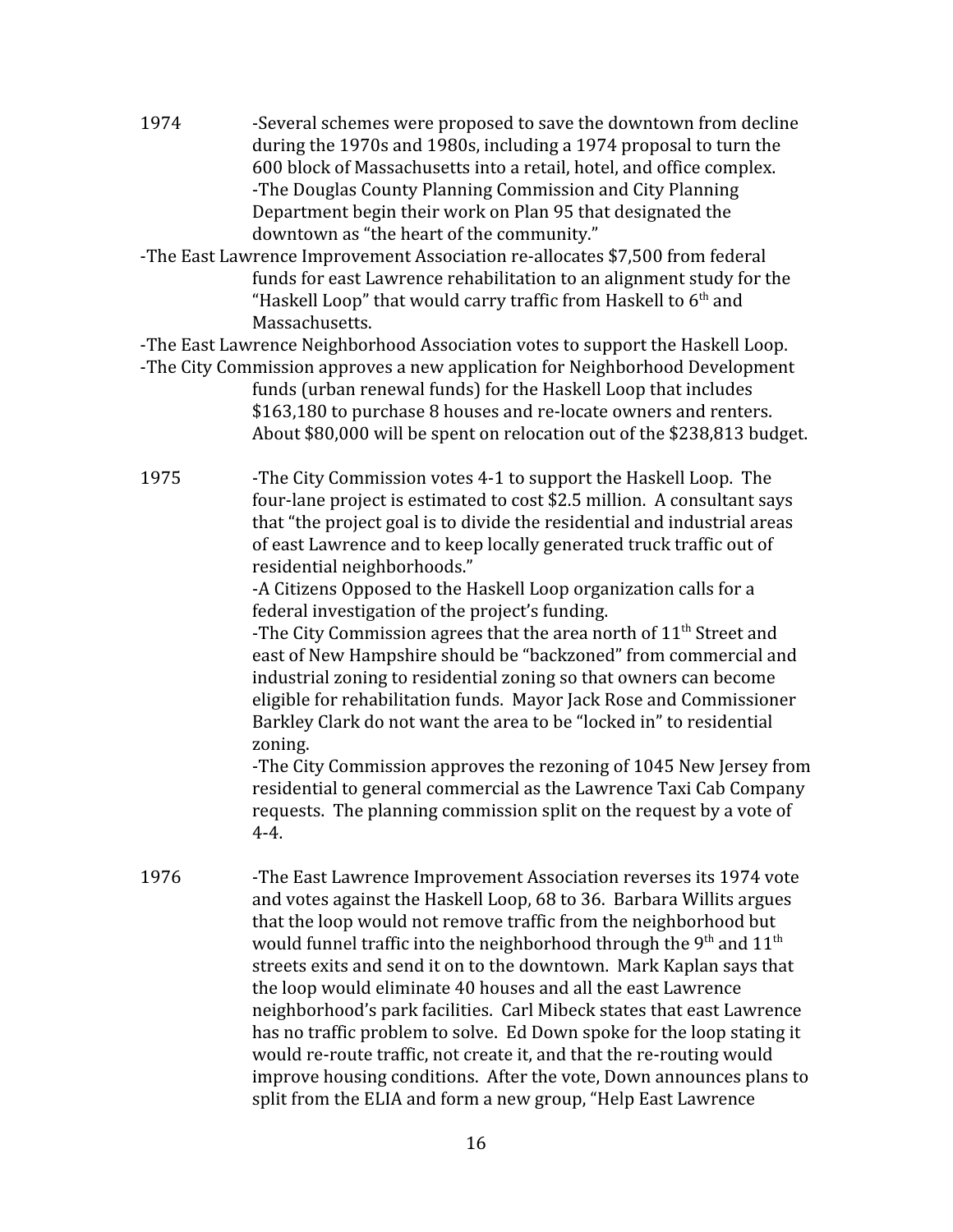1974 -Several schemes were proposed to save the downtown from decline during the 1970s and 1980s, including a 1974 proposal to turn the 600 block of Massachusetts into a retail, hotel, and office complex.

-The Douglas County Planning Commission and City Planning Department begin their work on Plan 95 that designated the downtown as "the heart of the community."

-The East Lawrence Improvement Association re-allocates $7,500 from federal funds for east Lawrence rehabilitation to an alignment study for the "Haskell Loop" that would carry traffic from Haskell to 6th and Massachusetts.

-The East Lawrence Neighborhood Association votes to support the Haskell Loop.

-The City Commission approves a new application for Neighborhood Development funds (urban renewal funds) for the Haskell Loop that includes $163,180 to purchase 8 houses and re-locate owners and renters. About $80,000 will be spent on relocation out of the $238,813 budget.

1975 -The City Commission votes 4-1 to support the Haskell Loop. The four-lane project is estimated to cost $2.5 million. A consultant says that "the project goal is to divide the residential and industrial areas of east Lawrence and to keep locally generated truck traffic out of residential neighborhoods."

-A Citizens Opposed to the Haskell Loop organization calls for a federal investigation of the project's funding.

-The City Commission agrees that the area north of 11th Street and east of New Hampshire should be "backzoned" from commercial and industrial zoning to residential zoning so that owners can become eligible for rehabilitation funds. Mayor Jack Rose and Commissioner Barkley Clark do not want the area to be "locked in" to residential zoning.

-The City Commission approves the rezoning of 1045 New Jersey from residential to general commercial as the Lawrence Taxi Cab Company requests. The planning commission split on the request by a vote of 4-4.

1976 -The East Lawrence Improvement Association reverses its 1974 vote and votes against the Haskell Loop, 68 to 36. Barbara Willits argues that the loop would not remove traffic from the neighborhood but would funnel traffic into the neighborhood through the 9th and 11th streets exits and send it on to the downtown. Mark Kaplan says that the loop would eliminate 40 houses and all the east Lawrence neighborhood's park facilities. Carl Mibeck states that east Lawrence has no traffic problem to solve. Ed Down spoke for the loop stating it would re-route traffic, not create it, and that the re-routing would improve housing conditions. After the vote, Down announces plans to split from the ELIA and form a new group, "Help East Lawrence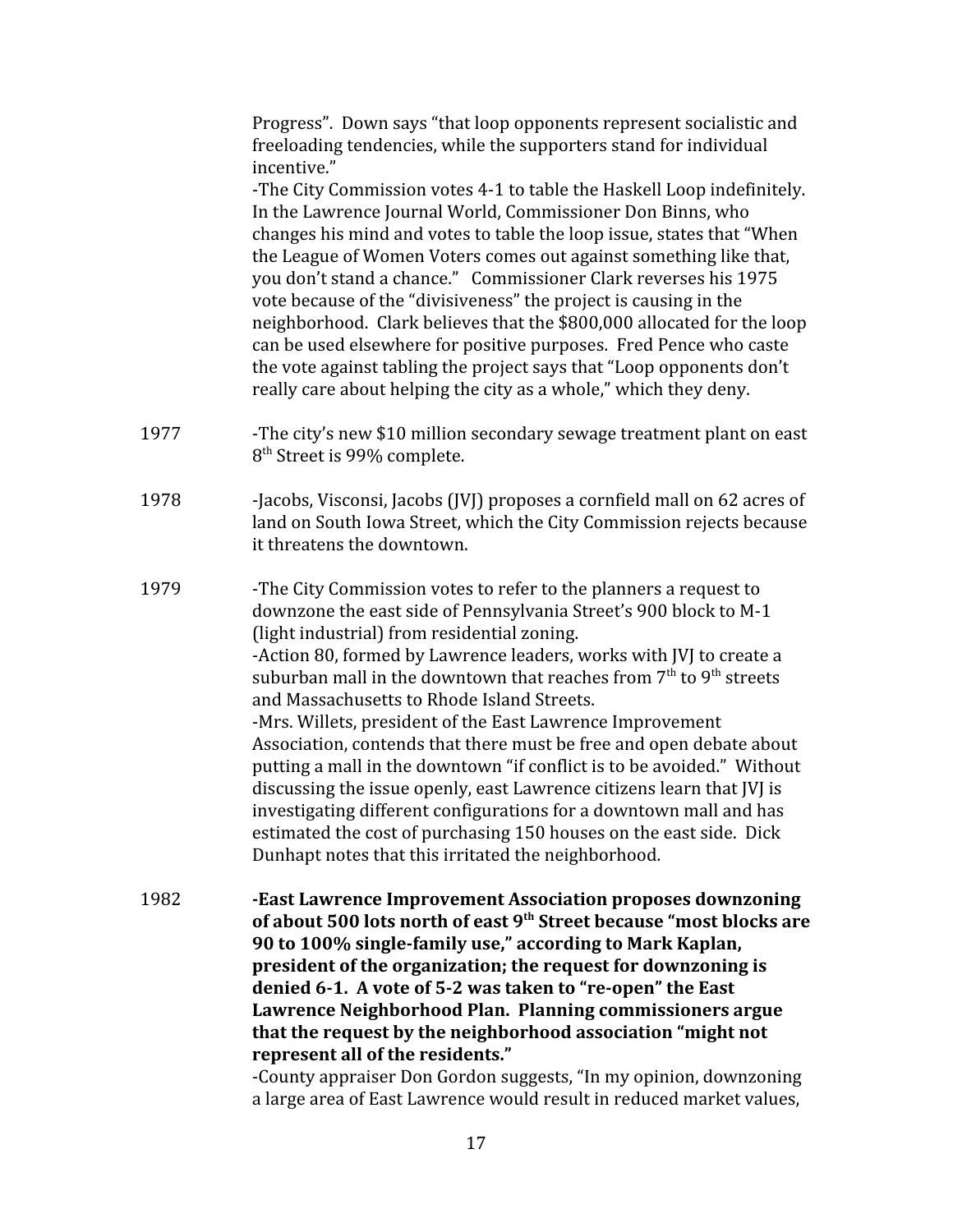Progress". Down says "that loop opponents represent socialistic and freeloading tendencies, while the supporters stand for individual incentive."

-The City Commission votes 4-1 to table the Haskell Loop indefinitely. In the Lawrence Journal World, Commissioner Don Binns, who changes his mind and votes to table the loop issue, states that "When the League of Women Voters comes out against something like that, you don't stand a chance." Commissioner Clark reverses his 1975 vote because of the "divisiveness" the project is causing in the neighborhood. Clark believes that the $800,000 allocated for the loop can be used elsewhere for positive purposes. Fred Pence who caste the vote against tabling the project says that "Loop opponents don't really care about helping the city as a whole," which they deny.

1977 -The city's new $10 million secondary sewage treatment plant on east 8th Street is 99% complete.

1978 -Jacobs, Visconsi, Jacobs (JVJ) proposes a cornfield mall on 62 acres of land on South Iowa Street, which the City Commission rejects because it threatens the downtown.

1979 -The City Commission votes to refer to the planners a request to downzone the east side of Pennsylvania Street's 900 block to M-1 (light industrial) from residential zoning.

-Action 80, formed by Lawrence leaders, works with JVJ to create a suburban mall in the downtown that reaches from 7th to 9th streets and Massachusetts to Rhode Island Streets.

-Mrs. Willets, president of the East Lawrence Improvement Association, contends that there must be free and open debate about putting a mall in the downtown "if conflict is to be avoided." Without discussing the issue openly, east Lawrence citizens learn that JVJ is investigating different configurations for a downtown mall and has estimated the cost of purchasing 150 houses on the east side. Dick Dunhapt notes that this irritated the neighborhood.

1982 **-East Lawrence Improvement Association proposes downzoning of about 500 lots north of east 9th Street because "most blocks are 90 to 100% single-family use," according to Mark Kaplan, president of the organization; the request for downzoning is denied 6-1. A vote of 5-2 was taken to "re-open" the East Lawrence Neighborhood Plan. Planning commissioners argue that the request by the neighborhood association "might not represent all of the residents."**

-County appraiser Don Gordon suggests, "In my opinion, downzoning a large area of East Lawrence would result in reduced market values,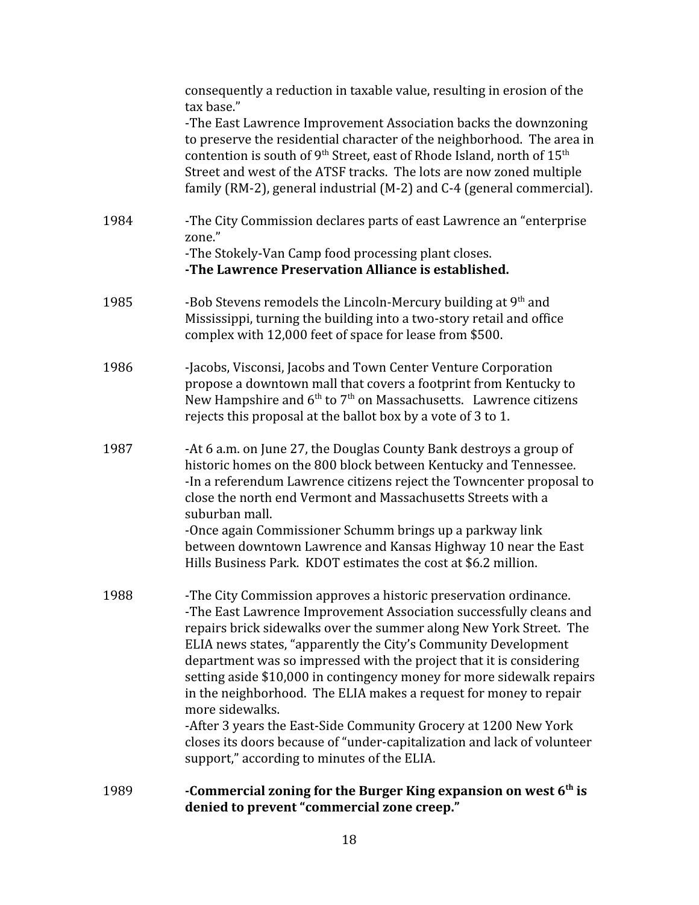consequently a reduction in taxable value, resulting in erosion of the tax base."
-The East Lawrence Improvement Association backs the downzoning to preserve the residential character of the neighborhood. The area in contention is south of 9th Street, east of Rhode Island, north of 15th Street and west of the ATSF tracks. The lots are now zoned multiple family (RM-2), general industrial (M-2) and C-4 (general commercial).

1984 -The City Commission declares parts of east Lawrence an "enterprise zone."
-The Stokely-Van Camp food processing plant closes.
**-The Lawrence Preservation Alliance is established.**

1985 -Bob Stevens remodels the Lincoln-Mercury building at 9th and Mississippi, turning the building into a two-story retail and office complex with 12,000 feet of space for lease from $500.

1986 -Jacobs, Visconsi, Jacobs and Town Center Venture Corporation propose a downtown mall that covers a footprint from Kentucky to New Hampshire and 6th to 7th on Massachusetts. Lawrence citizens rejects this proposal at the ballot box by a vote of 3 to 1.

1987 -At 6 a.m. on June 27, the Douglas County Bank destroys a group of historic homes on the 800 block between Kentucky and Tennessee.
-In a referendum Lawrence citizens reject the Towncenter proposal to close the north end Vermont and Massachusetts Streets with a suburban mall.
-Once again Commissioner Schumm brings up a parkway link between downtown Lawrence and Kansas Highway 10 near the East Hills Business Park. KDOT estimates the cost at $6.2 million.

1988 -The City Commission approves a historic preservation ordinance.
-The East Lawrence Improvement Association successfully cleans and repairs brick sidewalks over the summer along New York Street. The ELIA news states, "apparently the City's Community Development department was so impressed with the project that it is considering setting aside $10,000 in contingency money for more sidewalk repairs in the neighborhood. The ELIA makes a request for money to repair more sidewalks.
-After 3 years the East-Side Community Grocery at 1200 New York closes its doors because of "under-capitalization and lack of volunteer support," according to minutes of the ELIA.

1989 **-Commercial zoning for the Burger King expansion on west 6th is denied to prevent "commercial zone creep."**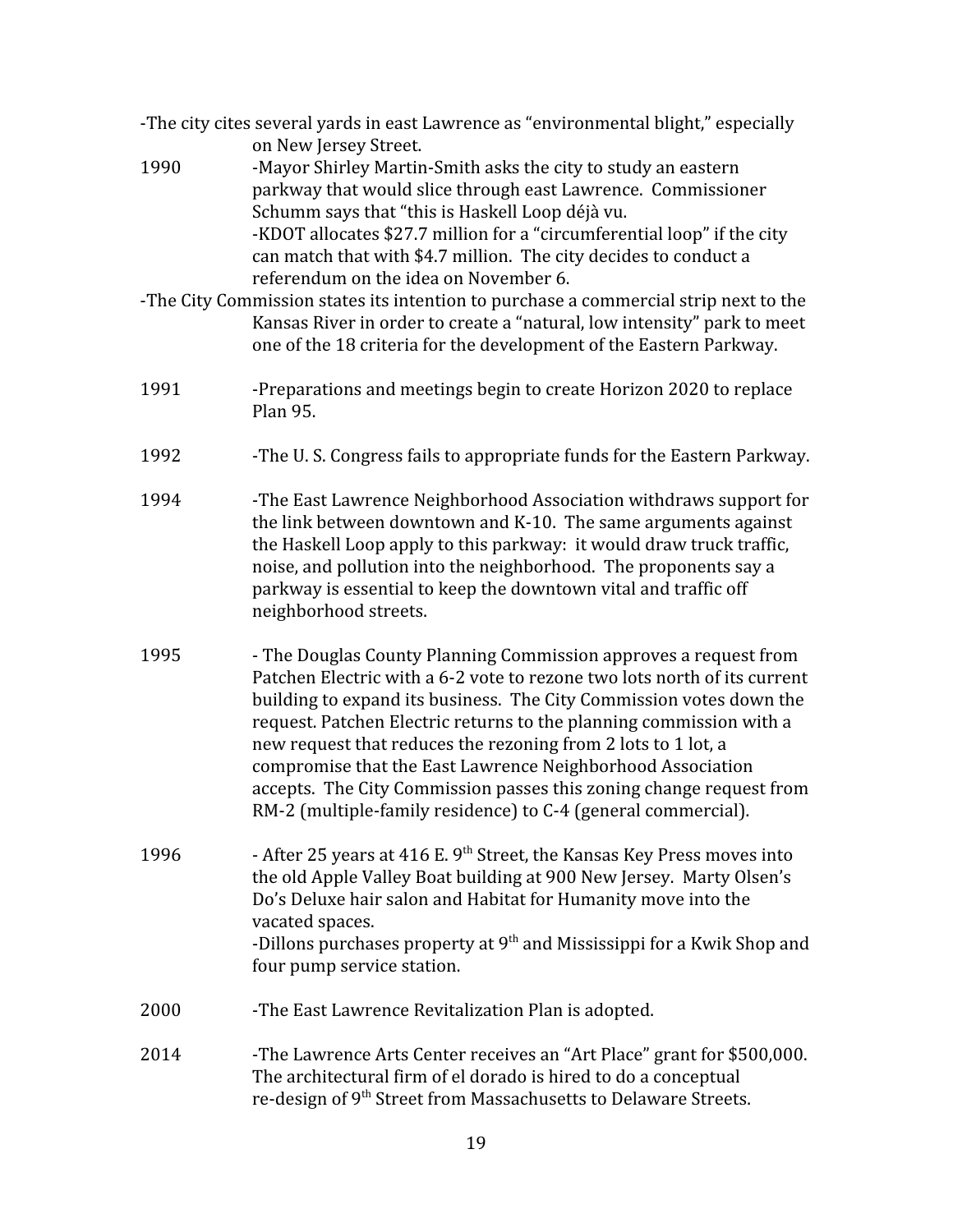-The city cites several yards in east Lawrence as "environmental blight," especially on New Jersey Street.

1990 -Mayor Shirley Martin-Smith asks the city to study an eastern parkway that would slice through east Lawrence. Commissioner Schumm says that "this is Haskell Loop déjà vu.

-KDOT allocates $27.7 million for a "circumferential loop" if the city can match that with $4.7 million. The city decides to conduct a referendum on the idea on November 6.

-The City Commission states its intention to purchase a commercial strip next to the Kansas River in order to create a "natural, low intensity" park to meet one of the 18 criteria for the development of the Eastern Parkway.

1991 -Preparations and meetings begin to create Horizon 2020 to replace Plan 95.

1992 -The U. S. Congress fails to appropriate funds for the Eastern Parkway.

1994 -The East Lawrence Neighborhood Association withdraws support for the link between downtown and K-10. The same arguments against the Haskell Loop apply to this parkway: it would draw truck traffic, noise, and pollution into the neighborhood. The proponents say a parkway is essential to keep the downtown vital and traffic off neighborhood streets.

1995 - The Douglas County Planning Commission approves a request from Patchen Electric with a 6-2 vote to rezone two lots north of its current building to expand its business. The City Commission votes down the request. Patchen Electric returns to the planning commission with a new request that reduces the rezoning from 2 lots to 1 lot, a compromise that the East Lawrence Neighborhood Association accepts. The City Commission passes this zoning change request from RM-2 (multiple-family residence) to C-4 (general commercial).

1996 - After 25 years at 416 E. 9th Street, the Kansas Key Press moves into the old Apple Valley Boat building at 900 New Jersey. Marty Olsen's Do's Deluxe hair salon and Habitat for Humanity move into the vacated spaces.

-Dillons purchases property at 9th and Mississippi for a Kwik Shop and four pump service station.

2000 -The East Lawrence Revitalization Plan is adopted.

2014 -The Lawrence Arts Center receives an "Art Place" grant for $500,000. The architectural firm of el dorado is hired to do a conceptual re-design of 9th Street from Massachusetts to Delaware Streets.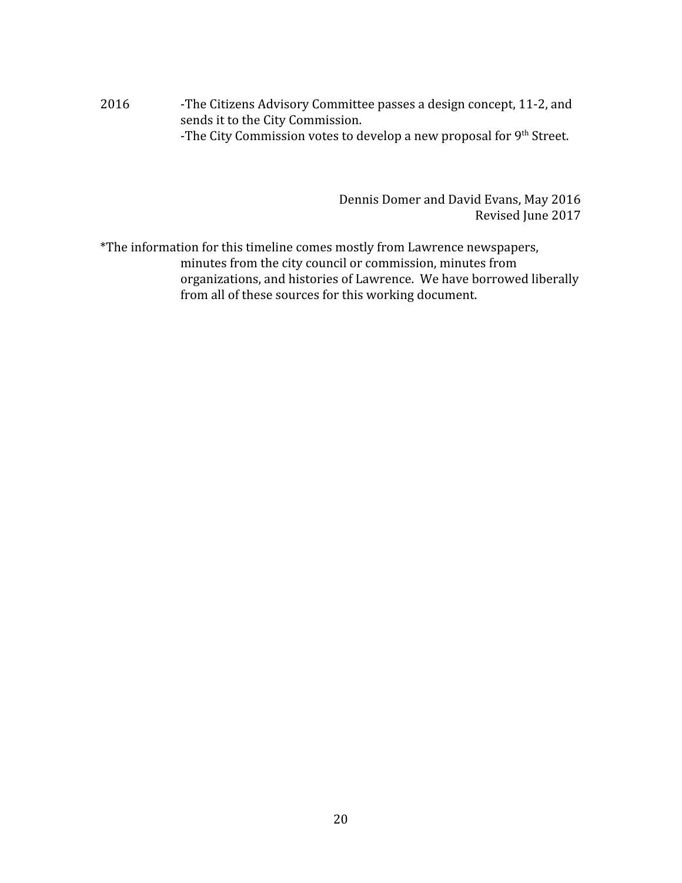2016 -The Citizens Advisory Committee passes a design concept, 11-2, and sends it to the City Commission.
-The City Commission votes to develop a new proposal for 9th Street.

Dennis Domer and David Evans, May 2016
Revised June 2017

*The information for this timeline comes mostly from Lawrence newspapers, minutes from the city council or commission, minutes from organizations, and histories of Lawrence. We have borrowed liberally from all of these sources for this working document.